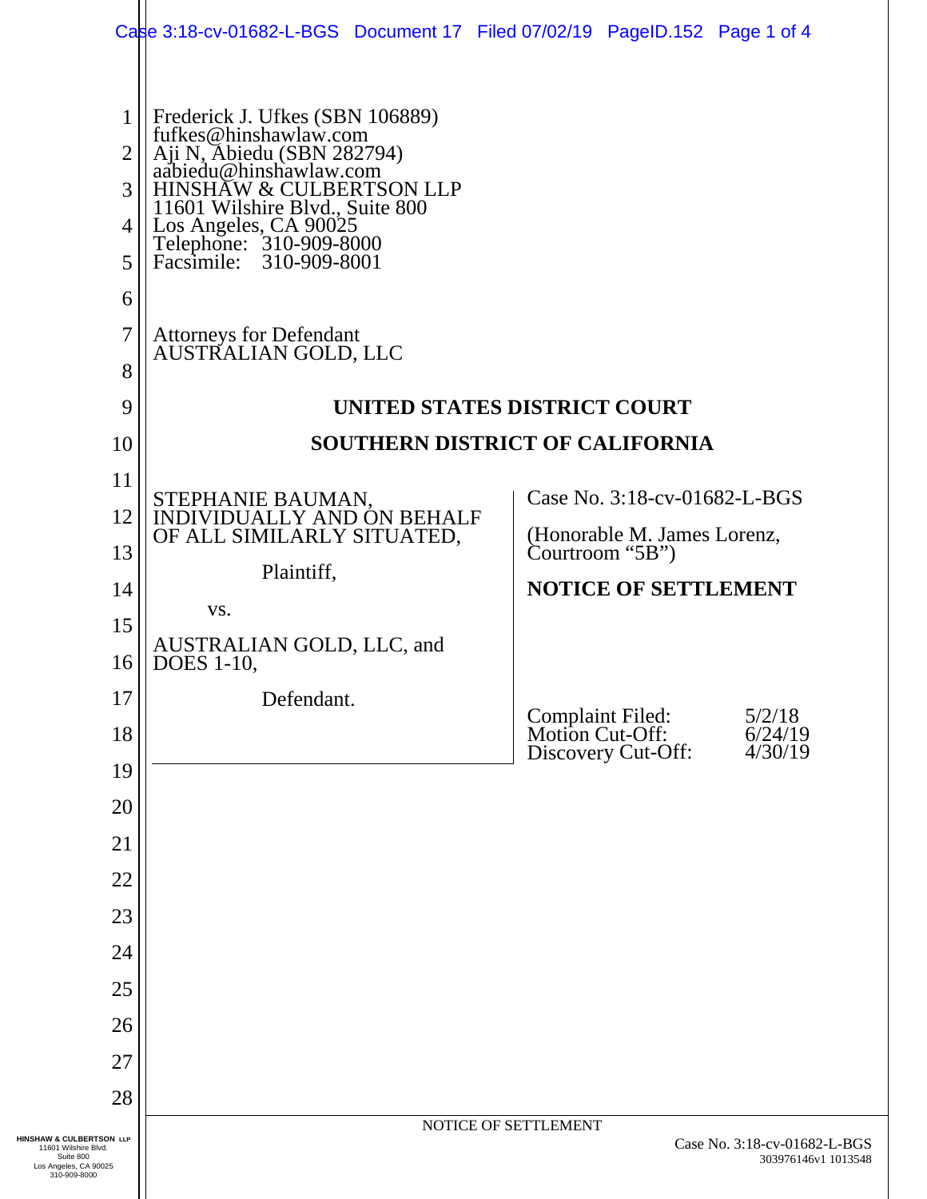Frederick J. Ufkes (SBN 106889)
fufkes@hinshawlaw.com
Aji N, Abiedu (SBN 282794)
aabiedu@hinshawlaw.com
HINSHAW & CULBERTSON LLP
11601 Wilshire Blvd., Suite 800
Los Angeles, CA 90025
Telephone: 310-909-8000
Facsimile: 310-909-8001

Attorneys for Defendant
AUSTRALIAN GOLD, LLC

**UNITED STATES DISTRICT COURT**

**SOUTHERN DISTRICT OF CALIFORNIA**

STEPHANIE BAUMAN, INDIVIDUALLY AND ON BEHALF OF ALL SIMILARLY SITUATED,

Plaintiff,

vs.

AUSTRALIAN GOLD, LLC, and DOES 1-10,

Defendant.

Case No. 3:18-cv-01682-L-BGS

(Honorable M. James Lorenz, Courtroom "5B")

**NOTICE OF SETTLEMENT**

| | |
|---|---|
| Complaint Filed: | 5/2/18 |
| Motion Cut-Off: | 6/24/19 |
| Discovery Cut-Off: | 4/30/19 |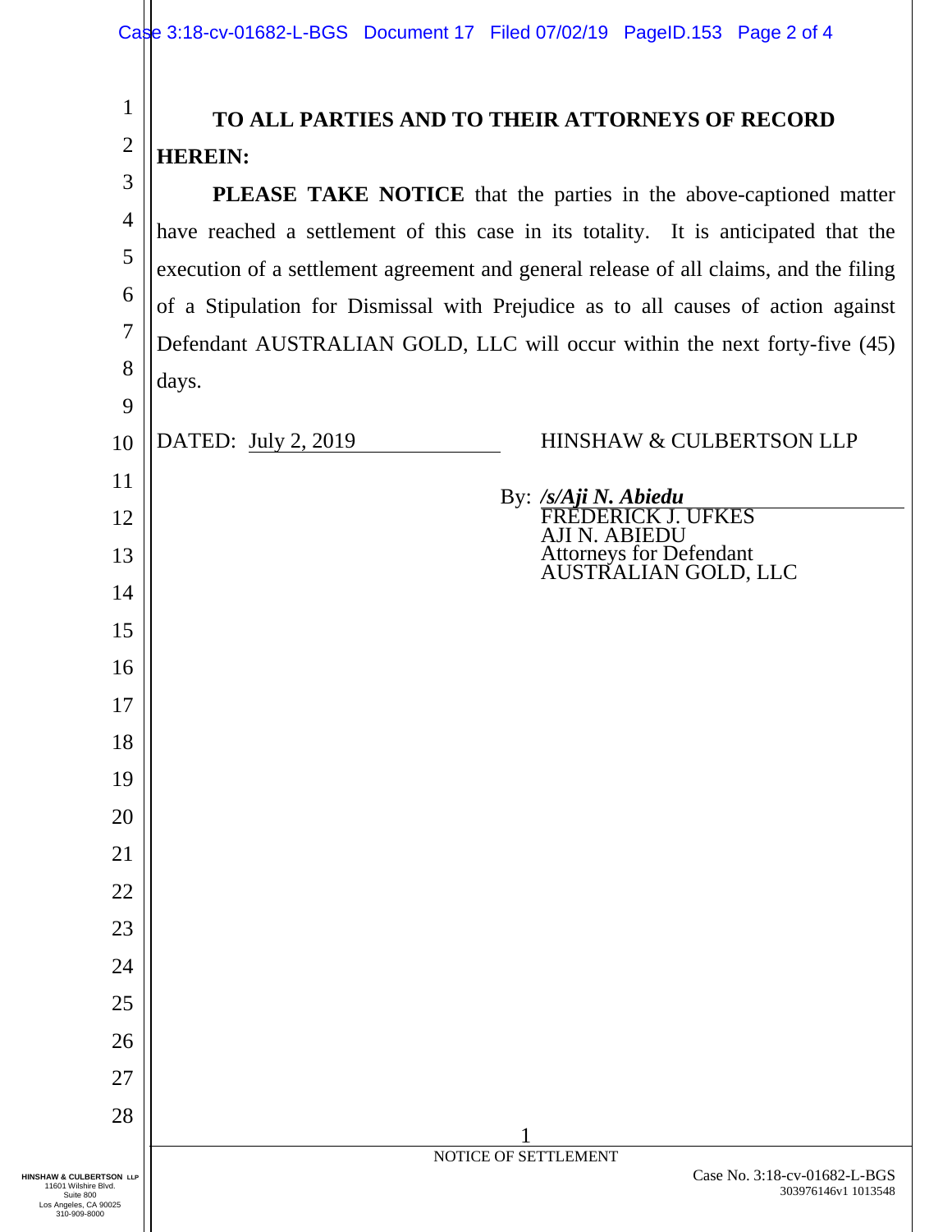**TO ALL PARTIES AND TO THEIR ATTORNEYS OF RECORD HEREIN:**

**PLEASE TAKE NOTICE** that the parties in the above-captioned matter have reached a settlement of this case in its totality. It is anticipated that the execution of a settlement agreement and general release of all claims, and the filing of a Stipulation for Dismissal with Prejudice as to all causes of action against Defendant AUSTRALIAN GOLD, LLC will occur within the next forty-five (45) days.

DATED: July 2, 2019

HINSHAW & CULBERTSON LLP

By: ***/s/Aji N. Abiedu***
FREDERICK J. UFKES
AJI N. ABIEDU
Attorneys for Defendant
AUSTRALIAN GOLD, LLC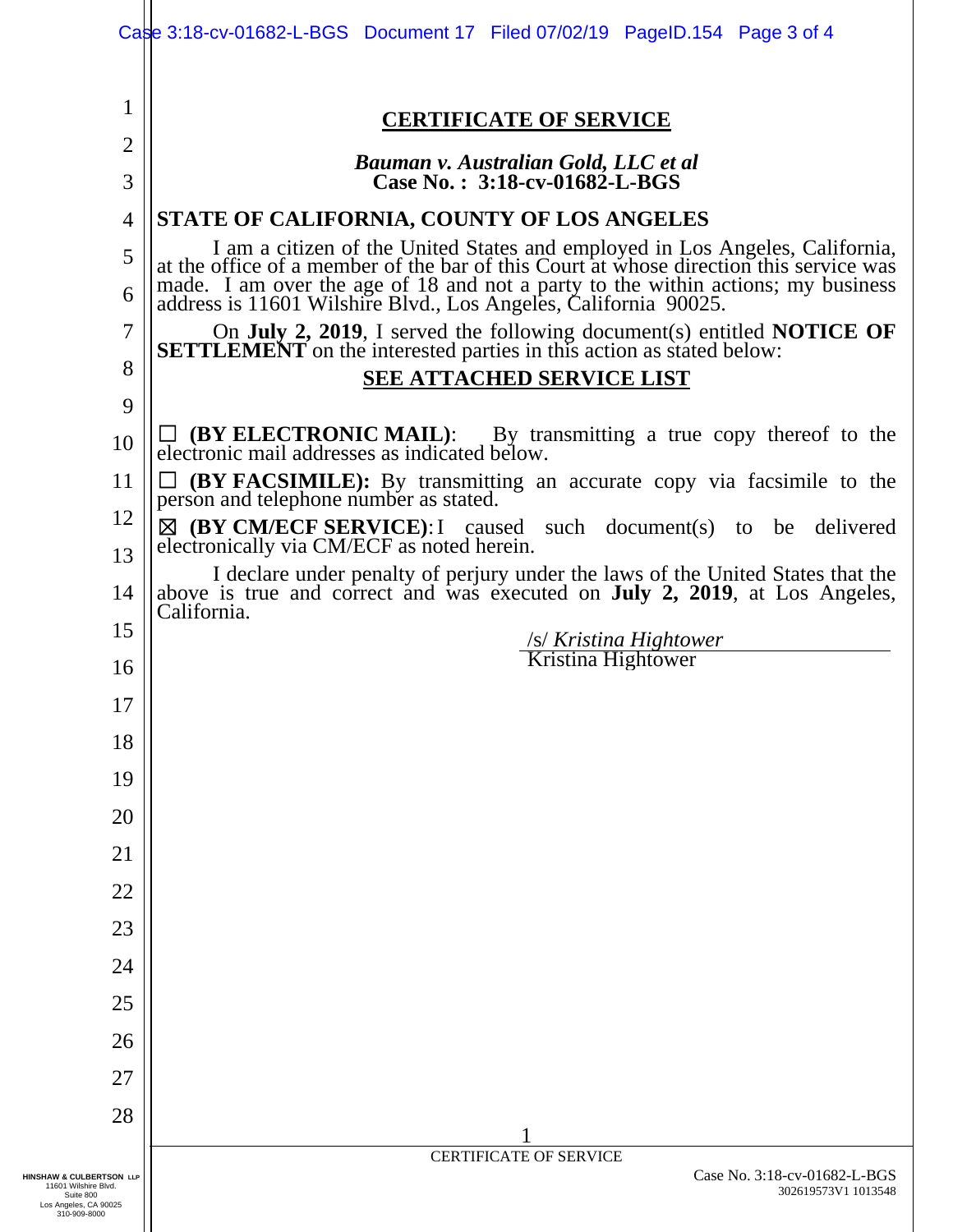## CERTIFICATE OF SERVICE

***Bauman v. Australian Gold, LLC et al***
**Case No. : 3:18-cv-01682-L-BGS**

**STATE OF CALIFORNIA, COUNTY OF LOS ANGELES**

I am a citizen of the United States and employed in Los Angeles, California, at the office of a member of the bar of this Court at whose direction this service was made. I am over the age of 18 and not a party to the within actions; my business address is 11601 Wilshire Blvd., Los Angeles, California 90025.

On **July 2, 2019**, I served the following document(s) entitled **NOTICE OF SETTLEMENT** on the interested parties in this action as stated below:

**SEE ATTACHED SERVICE LIST**

☐ **(BY ELECTRONIC MAIL)**: By transmitting a true copy thereof to the electronic mail addresses as indicated below.

☐ **(BY FACSIMILE):** By transmitting an accurate copy via facsimile to the person and telephone number as stated.

☒ **(BY CM/ECF SERVICE)**: I caused such document(s) to be delivered electronically via CM/ECF as noted herein.

I declare under penalty of perjury under the laws of the United States that the above is true and correct and was executed on **July 2, 2019**, at Los Angeles, California.

/s/ *Kristina Hightower*
Kristina Hightower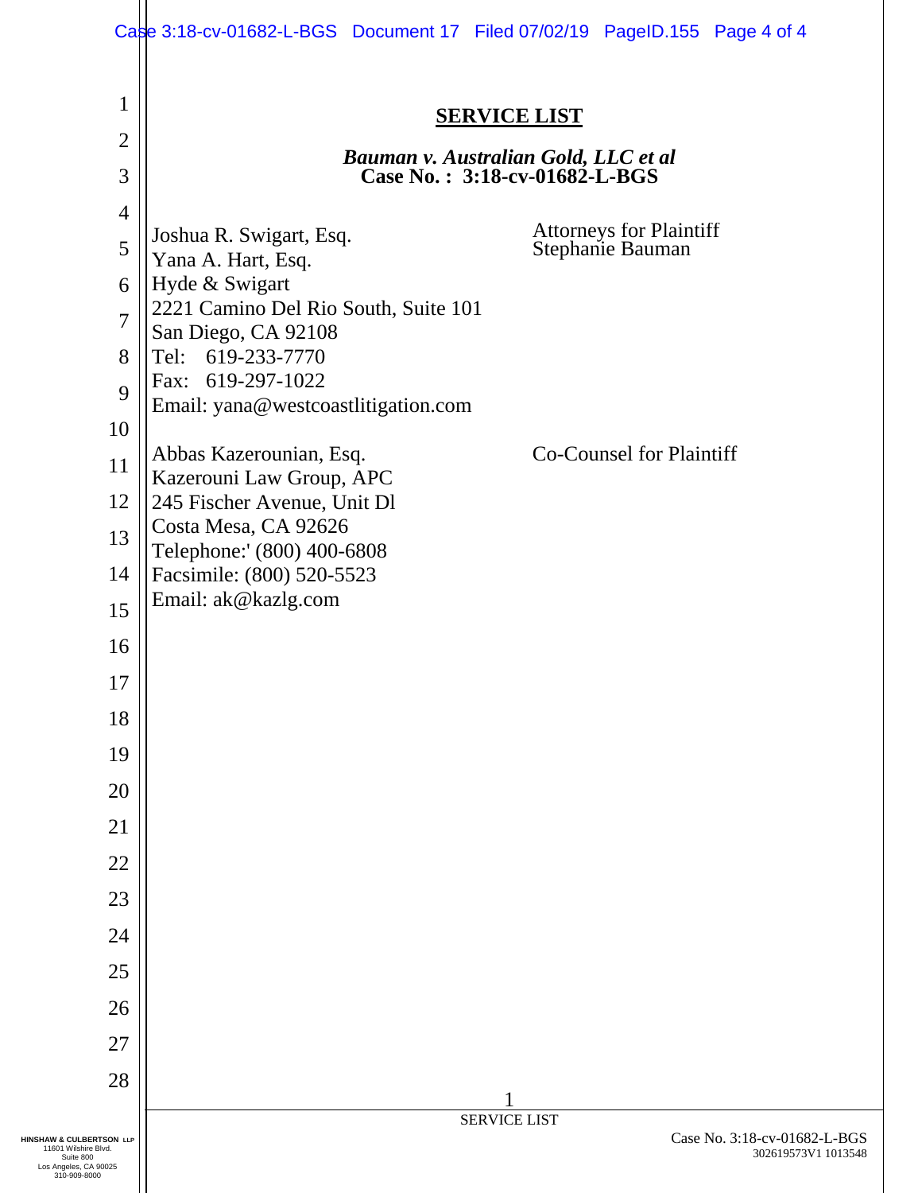# SERVICE LIST

***Bauman v. Australian Gold, LLC et al***
**Case No. : 3:18-cv-01682-L-BGS**

| | |
|---|---|
| Joshua R. Swigart, Esq.<br>Yana A. Hart, Esq.<br>Hyde & Swigart<br>2221 Camino Del Rio South, Suite 101<br>San Diego, CA 92108<br>Tel: 619-233-7770<br>Fax: 619-297-1022<br>Email: yana@westcoastlitigation.com | Attorneys for Plaintiff Stephanie Bauman |
| Abbas Kazerounian, Esq.<br>Kazerouni Law Group, APC<br>245 Fischer Avenue, Unit Dl<br>Costa Mesa, CA 92626<br>Telephone:' (800) 400-6808<br>Facsimile: (800) 520-5523<br>Email: ak@kazlg.com | Co-Counsel for Plaintiff |